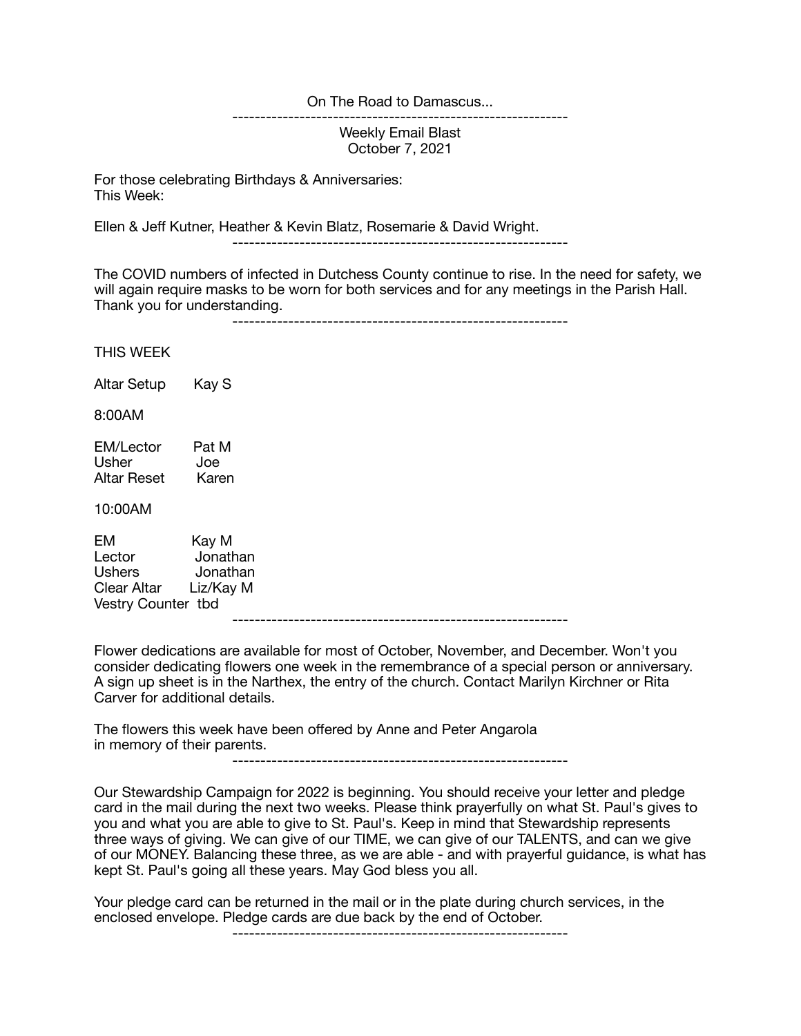On The Road to Damascus...

---

Weekly Email Blast
October 7, 2021

For those celebrating Birthdays & Anniversaries:
This Week:

Ellen & Jeff Kutner, Heather & Kevin Blatz, Rosemarie & David Wright.

---

The COVID numbers of infected in Dutchess County continue to rise. In the need for safety, we will again require masks to be worn for both services and for any meetings in the Parish Hall. Thank you for understanding.

---

THIS WEEK

Altar Setup Kay S

8:00AM

EM/Lector Pat M
Usher Joe
Altar Reset Karen

10:00AM

EM Kay M
Lector Jonathan
Ushers Jonathan
Clear Altar Liz/Kay M
Vestry Counter tbd

---

Flower dedications are available for most of October, November, and December. Won't you consider dedicating flowers one week in the remembrance of a special person or anniversary. A sign up sheet is in the Narthex, the entry of the church. Contact Marilyn Kirchner or Rita Carver for additional details.

The flowers this week have been offered by Anne and Peter Angarola in memory of their parents.

---

Our Stewardship Campaign for 2022 is beginning. You should receive your letter and pledge card in the mail during the next two weeks. Please think prayerfully on what St. Paul's gives to you and what you are able to give to St. Paul's. Keep in mind that Stewardship represents three ways of giving. We can give of our TIME, we can give of our TALENTS, and can we give of our MONEY. Balancing these three, as we are able - and with prayerful guidance, is what has kept St. Paul's going all these years. May God bless you all.

Your pledge card can be returned in the mail or in the plate during church services, in the enclosed envelope. Pledge cards are due back by the end of October.

---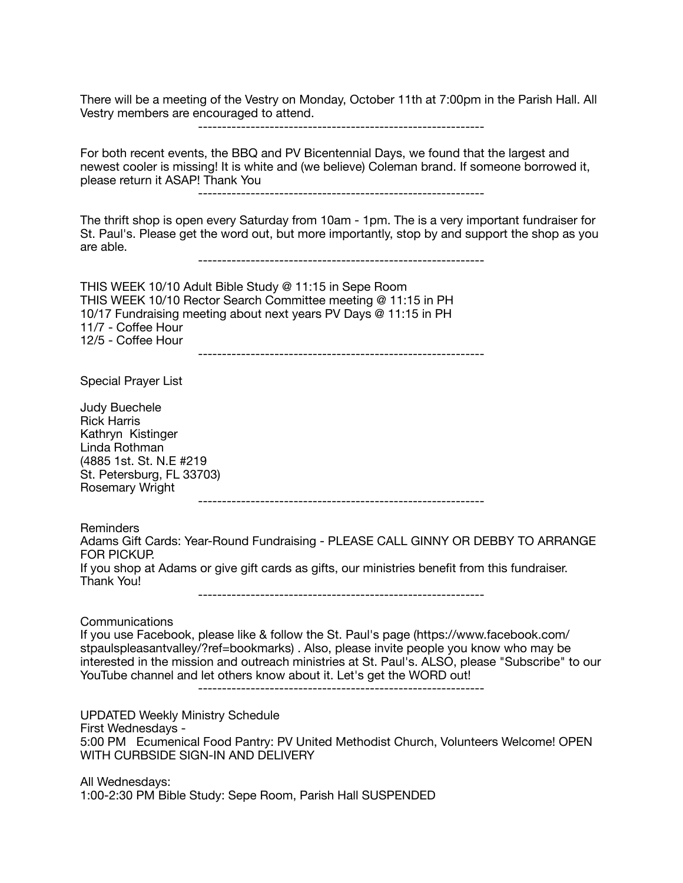There will be a meeting of the Vestry on Monday, October 11th at 7:00pm in the Parish Hall. All Vestry members are encouraged to attend.

------------------------------------------------------------

For both recent events, the BBQ and PV Bicentennial Days, we found that the largest and newest cooler is missing! It is white and (we believe) Coleman brand. If someone borrowed it, please return it ASAP! Thank You

------------------------------------------------------------

The thrift shop is open every Saturday from 10am - 1pm. The is a very important fundraiser for St. Paul's. Please get the word out, but more importantly, stop by and support the shop as you are able.

------------------------------------------------------------

THIS WEEK 10/10 Adult Bible Study @ 11:15 in Sepe Room
THIS WEEK 10/10 Rector Search Committee meeting @ 11:15 in PH
10/17 Fundraising meeting about next years PV Days @ 11:15 in PH
11/7 - Coffee Hour
12/5 - Coffee Hour

------------------------------------------------------------

Special Prayer List

Judy Buechele
Rick Harris
Kathryn Kistinger
Linda Rothman
(4885 1st. St. N.E #219
St. Petersburg, FL 33703)
Rosemary Wright

------------------------------------------------------------

Reminders
Adams Gift Cards: Year-Round Fundraising - PLEASE CALL GINNY OR DEBBY TO ARRANGE FOR PICKUP.
If you shop at Adams or give gift cards as gifts, our ministries benefit from this fundraiser. Thank You!

------------------------------------------------------------

Communications
If you use Facebook, please like & follow the St. Paul's page (https://www.facebook.com/stpaulspleasantvalley/?ref=bookmarks) . Also, please invite people you know who may be interested in the mission and outreach ministries at St. Paul's. ALSO, please "Subscribe" to our YouTube channel and let others know about it. Let's get the WORD out!

------------------------------------------------------------

UPDATED Weekly Ministry Schedule
First Wednesdays -
5:00 PM Ecumenical Food Pantry: PV United Methodist Church, Volunteers Welcome! OPEN WITH CURBSIDE SIGN-IN AND DELIVERY

All Wednesdays:
1:00-2:30 PM Bible Study: Sepe Room, Parish Hall SUSPENDED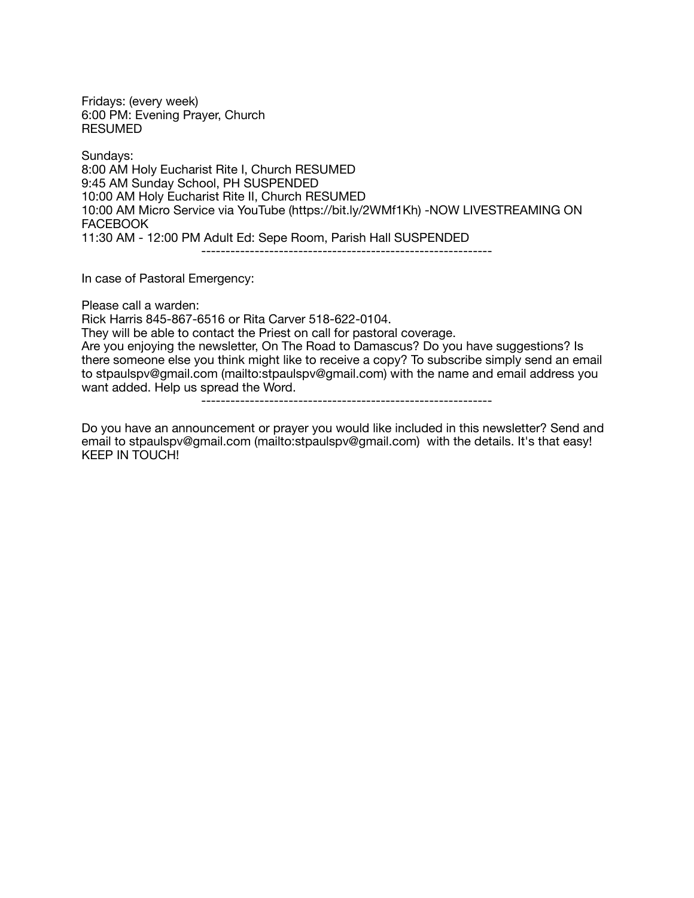Fridays: (every week)
6:00 PM: Evening Prayer, Church
RESUMED

Sundays:
8:00 AM Holy Eucharist Rite I, Church RESUMED
9:45 AM Sunday School, PH SUSPENDED
10:00 AM Holy Eucharist Rite II, Church RESUMED
10:00 AM Micro Service via YouTube (https://bit.ly/2WMf1Kh) -NOW LIVESTREAMING ON FACEBOOK
11:30 AM - 12:00 PM Adult Ed: Sepe Room, Parish Hall SUSPENDED

------------------------------------------------------------

In case of Pastoral Emergency:

Please call a warden:
Rick Harris 845-867-6516 or Rita Carver 518-622-0104.
They will be able to contact the Priest on call for pastoral coverage.
Are you enjoying the newsletter, On The Road to Damascus? Do you have suggestions? Is there someone else you think might like to receive a copy? To subscribe simply send an email to stpaulspv@gmail.com (mailto:stpaulspv@gmail.com) with the name and email address you want added. Help us spread the Word.

------------------------------------------------------------

Do you have an announcement or prayer you would like included in this newsletter? Send and email to stpaulspv@gmail.com (mailto:stpaulspv@gmail.com) with the details. It's that easy!
KEEP IN TOUCH!